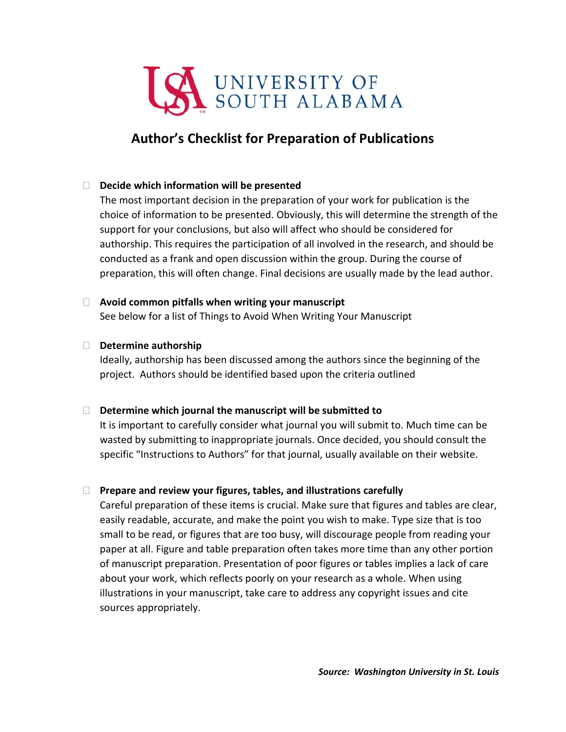UNIVERSITY OF SOUTH ALABAMA

# Author's Checklist for Preparation of Publications

- ☐ **Decide which information will be presented**
  The most important decision in the preparation of your work for publication is the choice of information to be presented. Obviously, this will determine the strength of the support for your conclusions, but also will affect who should be considered for authorship. This requires the participation of all involved in the research, and should be conducted as a frank and open discussion within the group. During the course of preparation, this will often change. Final decisions are usually made by the lead author.

- ☐ **Avoid common pitfalls when writing your manuscript**
  See below for a list of Things to Avoid When Writing Your Manuscript

- ☐ **Determine authorship**
  Ideally, authorship has been discussed among the authors since the beginning of the project. Authors should be identified based upon the criteria outlined

- ☐ **Determine which journal the manuscript will be submitted to**
  It is important to carefully consider what journal you will submit to. Much time can be wasted by submitting to inappropriate journals. Once decided, you should consult the specific "Instructions to Authors" for that journal, usually available on their website.

- ☐ **Prepare and review your figures, tables, and illustrations carefully**
  Careful preparation of these items is crucial. Make sure that figures and tables are clear, easily readable, accurate, and make the point you wish to make. Type size that is too small to be read, or figures that are too busy, will discourage people from reading your paper at all. Figure and table preparation often takes more time than any other portion of manuscript preparation. Presentation of poor figures or tables implies a lack of care about your work, which reflects poorly on your research as a whole. When using illustrations in your manuscript, take care to address any copyright issues and cite sources appropriately.

***Source: Washington University in St. Louis***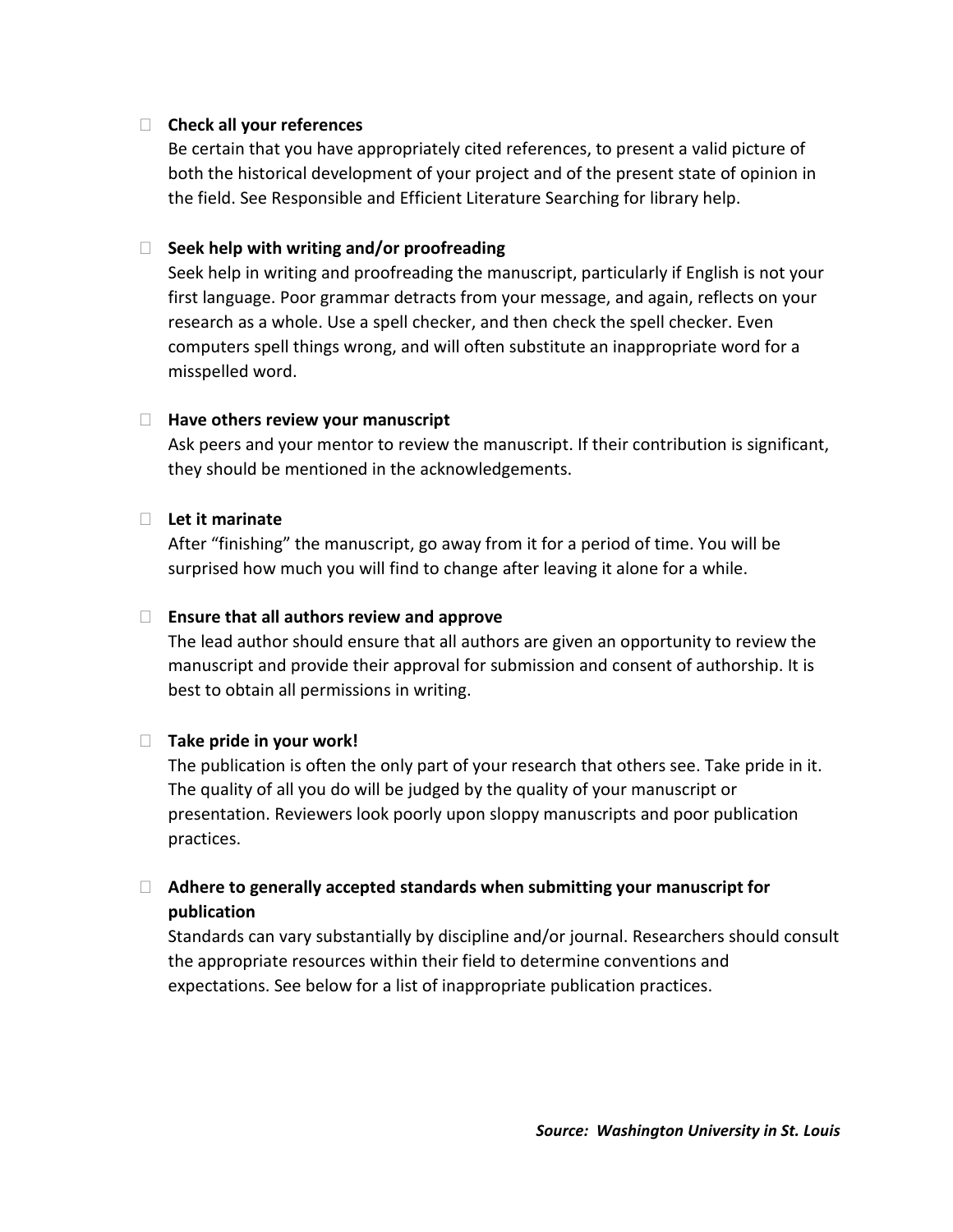- **Check all your references**
  Be certain that you have appropriately cited references, to present a valid picture of both the historical development of your project and of the present state of opinion in the field. See Responsible and Efficient Literature Searching for library help.

- **Seek help with writing and/or proofreading**
  Seek help in writing and proofreading the manuscript, particularly if English is not your first language. Poor grammar detracts from your message, and again, reflects on your research as a whole. Use a spell checker, and then check the spell checker. Even computers spell things wrong, and will often substitute an inappropriate word for a misspelled word.

- **Have others review your manuscript**
  Ask peers and your mentor to review the manuscript. If their contribution is significant, they should be mentioned in the acknowledgements.

- **Let it marinate**
  After "finishing" the manuscript, go away from it for a period of time. You will be surprised how much you will find to change after leaving it alone for a while.

- **Ensure that all authors review and approve**
  The lead author should ensure that all authors are given an opportunity to review the manuscript and provide their approval for submission and consent of authorship. It is best to obtain all permissions in writing.

- **Take pride in your work!**
  The publication is often the only part of your research that others see. Take pride in it. The quality of all you do will be judged by the quality of your manuscript or presentation. Reviewers look poorly upon sloppy manuscripts and poor publication practices.

- **Adhere to generally accepted standards when submitting your manuscript for publication**
  Standards can vary substantially by discipline and/or journal. Researchers should consult the appropriate resources within their field to determine conventions and expectations. See below for a list of inappropriate publication practices.

***Source: Washington University in St. Louis***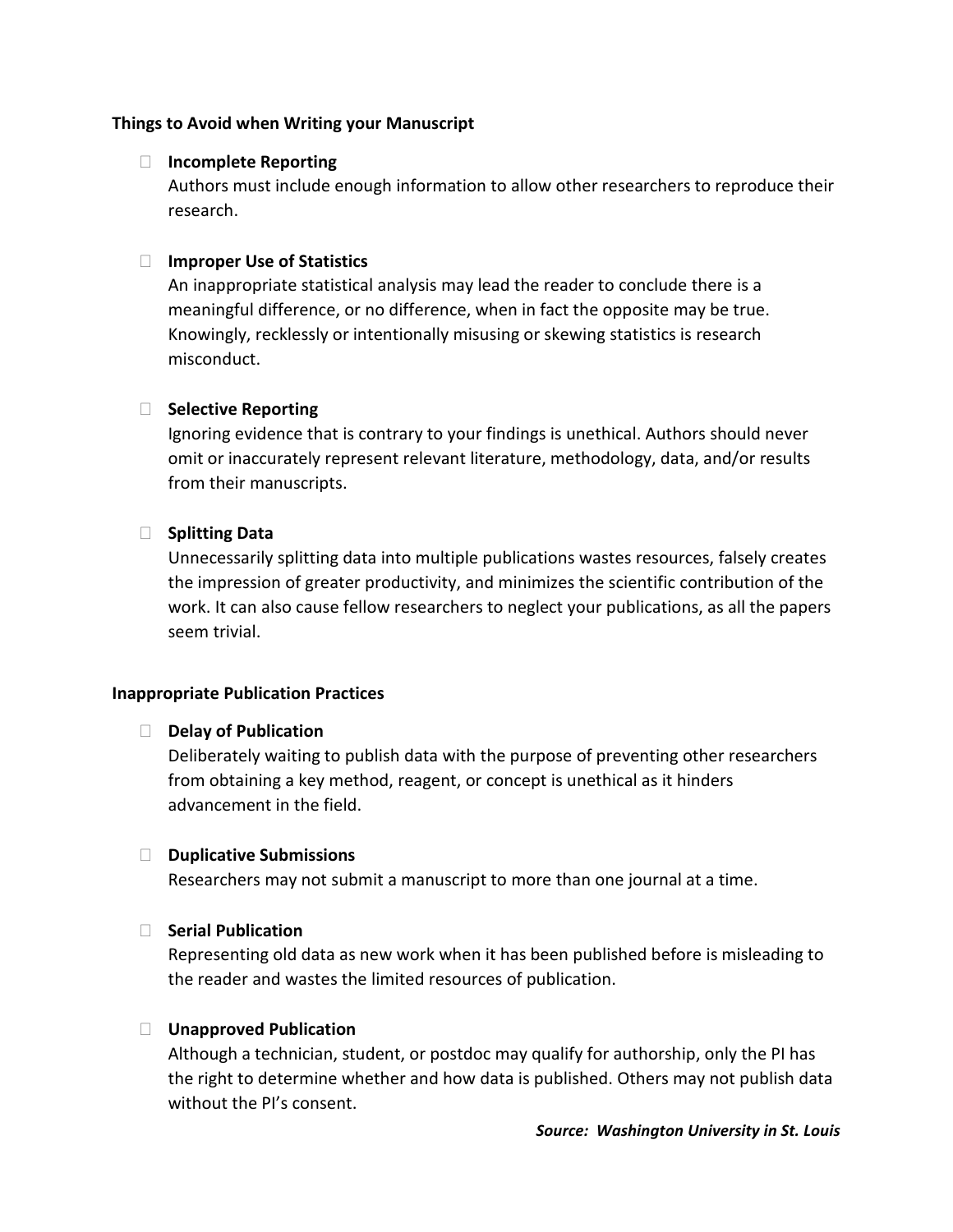**Things to Avoid when Writing your Manuscript**

- **Incomplete Reporting**
  Authors must include enough information to allow other researchers to reproduce their research.

- **Improper Use of Statistics**
  An inappropriate statistical analysis may lead the reader to conclude there is a meaningful difference, or no difference, when in fact the opposite may be true. Knowingly, recklessly or intentionally misusing or skewing statistics is research misconduct.

- **Selective Reporting**
  Ignoring evidence that is contrary to your findings is unethical. Authors should never omit or inaccurately represent relevant literature, methodology, data, and/or results from their manuscripts.

- **Splitting Data**
  Unnecessarily splitting data into multiple publications wastes resources, falsely creates the impression of greater productivity, and minimizes the scientific contribution of the work. It can also cause fellow researchers to neglect your publications, as all the papers seem trivial.

**Inappropriate Publication Practices**

- **Delay of Publication**
  Deliberately waiting to publish data with the purpose of preventing other researchers from obtaining a key method, reagent, or concept is unethical as it hinders advancement in the field.

- **Duplicative Submissions**
  Researchers may not submit a manuscript to more than one journal at a time.

- **Serial Publication**
  Representing old data as new work when it has been published before is misleading to the reader and wastes the limited resources of publication.

- **Unapproved Publication**
  Although a technician, student, or postdoc may qualify for authorship, only the PI has the right to determine whether and how data is published. Others may not publish data without the PI's consent.

***Source: Washington University in St. Louis***